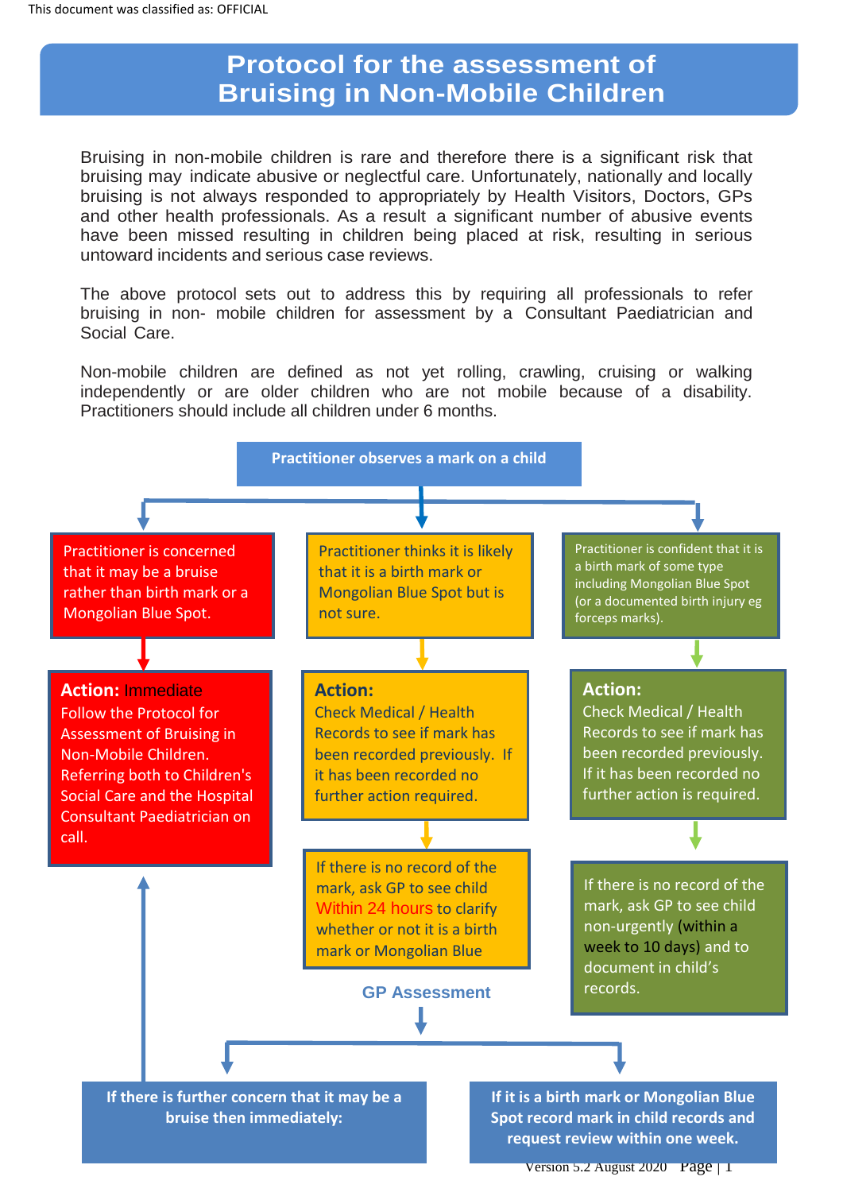This document was classified as: OFFICIAL

# Protocol for the assessment of Bruising in Non-Mobile Children

Bruising in non-mobile children is rare and therefore there is a significant risk that bruising may indicate abusive or neglectful care. Unfortunately, nationally and locally bruising is not always responded to appropriately by Health Visitors, Doctors, GPs and other health professionals. As a result a significant number of abusive events have been missed resulting in children being placed at risk, resulting in serious untoward incidents and serious case reviews.

The above protocol sets out to address this by requiring all professionals to refer bruising in non- mobile children for assessment by a Consultant Paediatrician and Social Care.

Non-mobile children are defined as not yet rolling, crawling, cruising or walking independently or are older children who are not mobile because of a disability. Practitioners should include all children under 6 months.

**Practitioner observes a mark on a child**

**Red pathway:**

Practitioner is concerned that it may be a bruise rather than birth mark or a Mongolian Blue Spot.

**Action:** Immediate
Follow the Protocol for Assessment of Bruising in Non-Mobile Children. Referring both to Children's Social Care and the Hospital Consultant Paediatrician on call.

**Amber pathway:**

Practitioner thinks it is likely that it is a birth mark or Mongolian Blue Spot but is not sure.

**Action:**
Check Medical / Health Records to see if mark has been recorded previously. If it has been recorded no further action required.

If there is no record of the mark, ask GP to see child Within 24 hours to clarify whether or not it is a birth mark or Mongolian Blue

**GP Assessment**

- **If there is further concern that it may be a bruise then immediately:** (follow the Red pathway action)
- **If it is a birth mark or Mongolian Blue Spot record mark in child records and request review within one week.**

**Green pathway:**

Practitioner is confident that it is a birth mark of some type including Mongolian Blue Spot (or a documented birth injury eg forceps marks).

**Action:**
Check Medical / Health Records to see if mark has been recorded previously. If it has been recorded no further action is required.

If there is no record of the mark, ask GP to see child non-urgently (within a week to 10 days) and to document in child's records.

Version 5.2 August 2020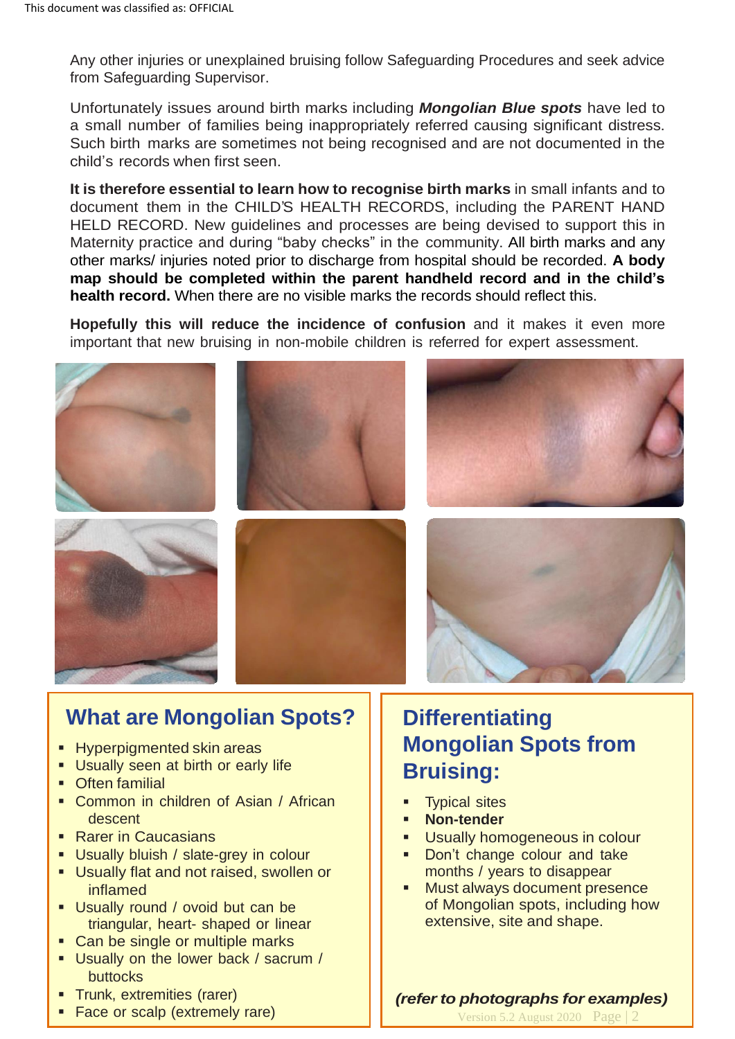Any other injuries or unexplained bruising follow Safeguarding Procedures and seek advice from Safeguarding Supervisor.

Unfortunately issues around birth marks including ***Mongolian Blue spots*** have led to a small number of families being inappropriately referred causing significant distress. Such birth marks are sometimes not being recognised and are not documented in the child's records when first seen.

**It is therefore essential to learn how to recognise birth marks** in small infants and to document them in the CHILD'S HEALTH RECORDS, including the PARENT HAND HELD RECORD. New guidelines and processes are being devised to support this in Maternity practice and during "baby checks" in the community. All birth marks and any other marks/ injuries noted prior to discharge from hospital should be recorded. **A body map should be completed within the parent handheld record and in the child's health record.** When there are no visible marks the records should reflect this.

**Hopefully this will reduce the incidence of confusion** and it makes it even more important that new bruising in non-mobile children is referred for expert assessment.

## What are Mongolian Spots?

- Hyperpigmented skin areas
- Usually seen at birth or early life
- Often familial
- Common in children of Asian / African descent
- Rarer in Caucasians
- Usually bluish / slate-grey in colour
- Usually flat and not raised, swollen or inflamed
- Usually round / ovoid but can be triangular, heart- shaped or linear
- Can be single or multiple marks
- Usually on the lower back / sacrum / buttocks
- Trunk, extremities (rarer)
- Face or scalp (extremely rare)

## Differentiating Mongolian Spots from Bruising:

- Typical sites
- **Non-tender**
- Usually homogeneous in colour
- Don't change colour and take months / years to disappear
- Must always document presence of Mongolian spots, including how extensive, site and shape.

***(refer to photographs for examples)***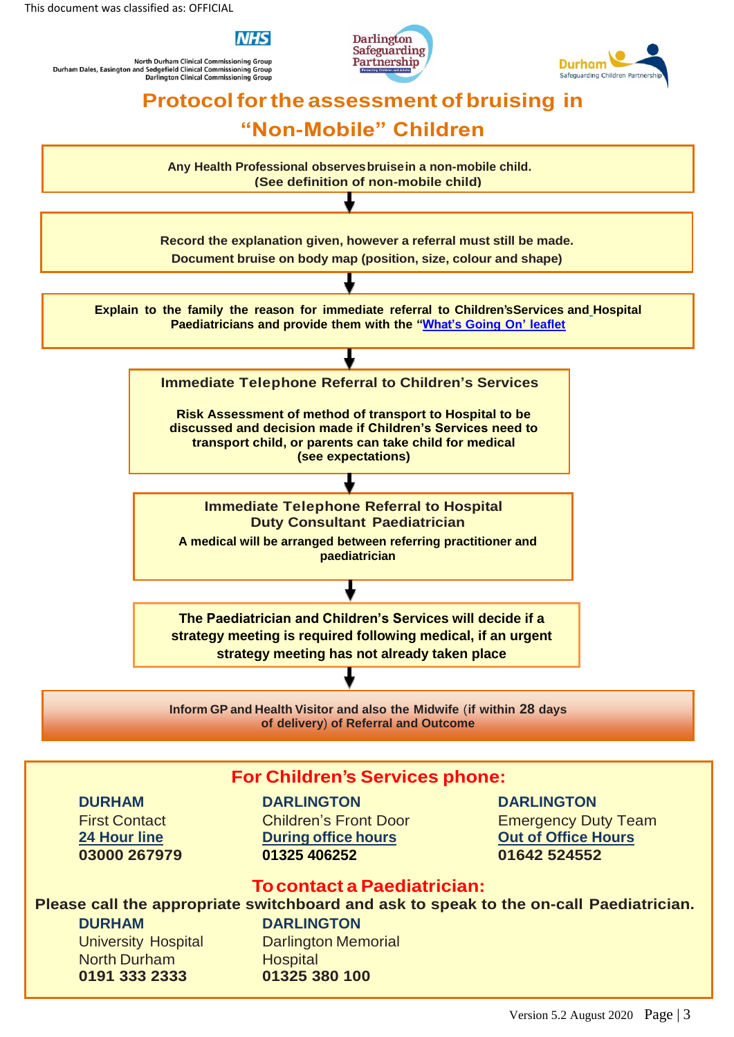This document was classified as: OFFICIAL

North Durham Clinical Commissioning Group
Durham Dales, Easington and Sedgefield Clinical Commissioning Group
Darlington Clinical Commissioning Group

# Protocol for the assessment of bruising in "Non-Mobile" Children

**Any Health Professional observes bruise in a non-mobile child.**
**(See definition of non-mobile child)**

↓

**Record the explanation given, however a referral must still be made.**
**Document bruise on body map (position, size, colour and shape)**

↓

**Explain to the family the reason for immediate referral to Children's Services and Hospital Paediatricians and provide them with the "What's Going On' leaflet**

↓

**Immediate Telephone Referral to Children's Services**

**Risk Assessment of method of transport to Hospital to be discussed and decision made if Children's Services need to transport child, or parents can take child for medical (see expectations)**

↓

**Immediate Telephone Referral to Hospital Duty Consultant Paediatrician**

**A medical will be arranged between referring practitioner and paediatrician**

↓

**The Paediatrician and Children's Services will decide if a strategy meeting is required following medical, if an urgent strategy meeting has not already taken place**

↓

**Inform GP and Health Visitor and also the Midwife (if within 28 days of delivery) of Referral and Outcome**

## For Children's Services phone:

| DURHAM | DARLINGTON | DARLINGTON |
|---|---|---|
| First Contact | Children's Front Door | Emergency Duty Team |
| 24 Hour line | During office hours | Out of Office Hours |
| **03000 267979** | **01325 406252** | **01642 524552** |

## To contact a Paediatrician:

**Please call the appropriate switchboard and ask to speak to the on-call Paediatrician.**

| DURHAM | DARLINGTON |
|---|---|
| University Hospital North Durham | Darlington Memorial Hospital |
| **0191 333 2333** | **01325 380 100** |

Version 5.2 August 2020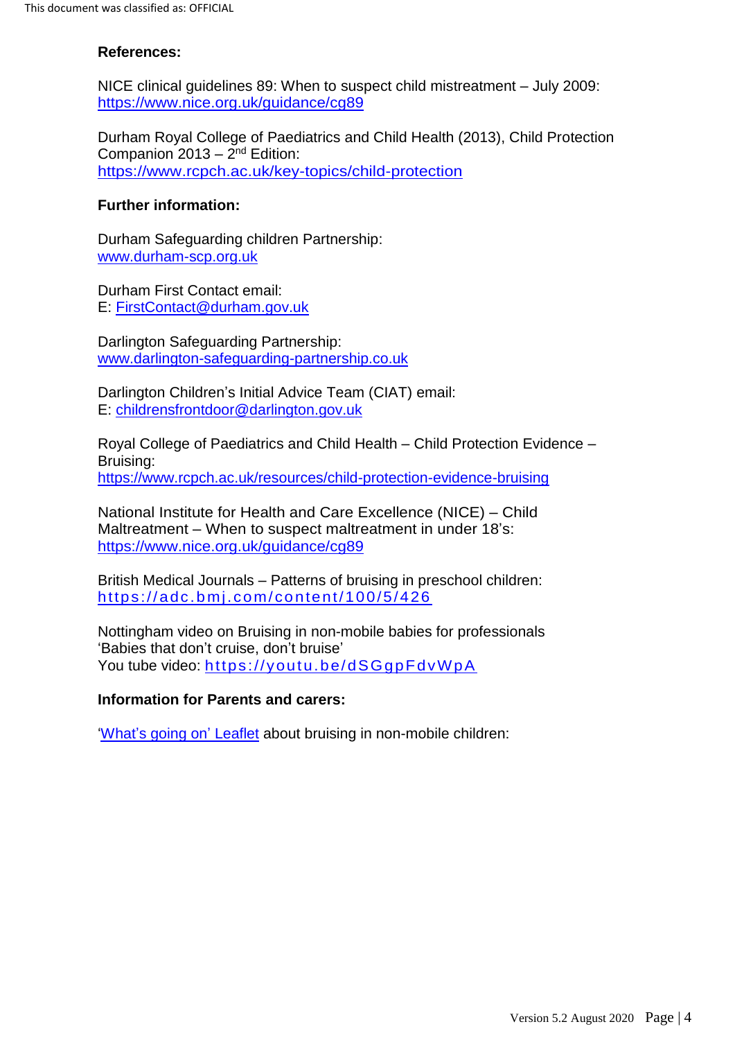**References:**

NICE clinical guidelines 89: When to suspect child mistreatment – July 2009:
https://www.nice.org.uk/guidance/cg89

Durham Royal College of Paediatrics and Child Health (2013), Child Protection Companion 2013 – 2nd Edition:
https://www.rcpch.ac.uk/key-topics/child-protection

**Further information:**

Durham Safeguarding children Partnership:
www.durham-scp.org.uk

Durham First Contact email:
E: FirstContact@durham.gov.uk

Darlington Safeguarding Partnership:
www.darlington-safeguarding-partnership.co.uk

Darlington Children's Initial Advice Team (CIAT) email:
E: childrensfrontdoor@darlington.gov.uk

Royal College of Paediatrics and Child Health – Child Protection Evidence – Bruising:
https://www.rcpch.ac.uk/resources/child-protection-evidence-bruising

National Institute for Health and Care Excellence (NICE) – Child Maltreatment – When to suspect maltreatment in under 18's:
https://www.nice.org.uk/guidance/cg89

British Medical Journals – Patterns of bruising in preschool children:
https://adc.bmj.com/content/100/5/426

Nottingham video on Bruising in non-mobile babies for professionals
'Babies that don't cruise, don't bruise'
You tube video: https://youtu.be/dSGgpFdvWpA

**Information for Parents and carers:**

'What's going on' Leaflet about bruising in non-mobile children: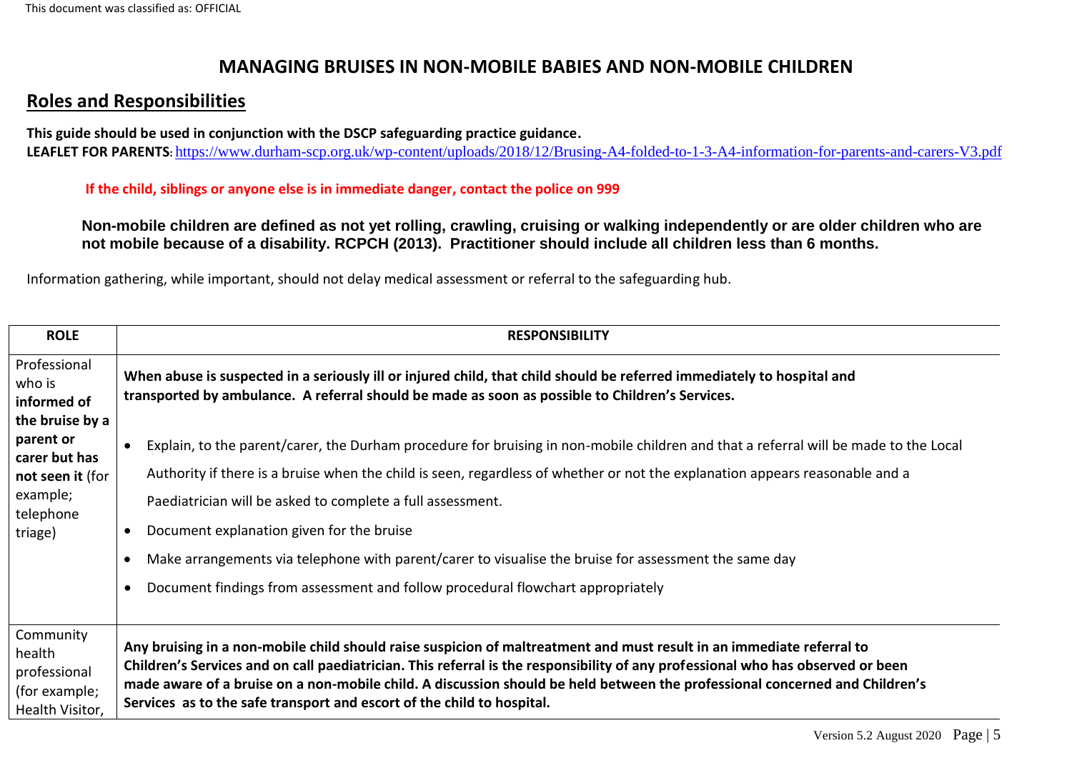# MANAGING BRUISES IN NON-MOBILE BABIES AND NON-MOBILE CHILDREN

## Roles and Responsibilities

**This guide should be used in conjunction with the DSCP safeguarding practice guidance.**
**LEAFLET FOR PARENTS**: https://www.durham-scp.org.uk/wp-content/uploads/2018/12/Brusing-A4-folded-to-1-3-A4-information-for-parents-and-carers-V3.pdf

**If the child, siblings or anyone else is in immediate danger, contact the police on 999**

**Non-mobile children are defined as not yet rolling, crawling, cruising or walking independently or are older children who are not mobile because of a disability. RCPCH (2013). Practitioner should include all children less than 6 months.**

Information gathering, while important, should not delay medical assessment or referral to the safeguarding hub.

| ROLE | RESPONSIBILITY |
|---|---|
| Professional who is **informed of the bruise by a parent or carer but has not seen it** (for example; telephone triage) | **When abuse is suspected in a seriously ill or injured child, that child should be referred immediately to hospital and transported by ambulance. A referral should be made as soon as possible to Children's Services.**<br><br>• Explain, to the parent/carer, the Durham procedure for bruising in non-mobile children and that a referral will be made to the Local Authority if there is a bruise when the child is seen, regardless of whether or not the explanation appears reasonable and a Paediatrician will be asked to complete a full assessment.<br>• Document explanation given for the bruise<br>• Make arrangements via telephone with parent/carer to visualise the bruise for assessment the same day<br>• Document findings from assessment and follow procedural flowchart appropriately |
| Community health professional (for example; Health Visitor, | **Any bruising in a non-mobile child should raise suspicion of maltreatment and must result in an immediate referral to Children's Services and on call paediatrician. This referral is the responsibility of any professional who has observed or been made aware of a bruise on a non-mobile child. A discussion should be held between the professional concerned and Children's Services as to the safe transport and escort of the child to hospital.** |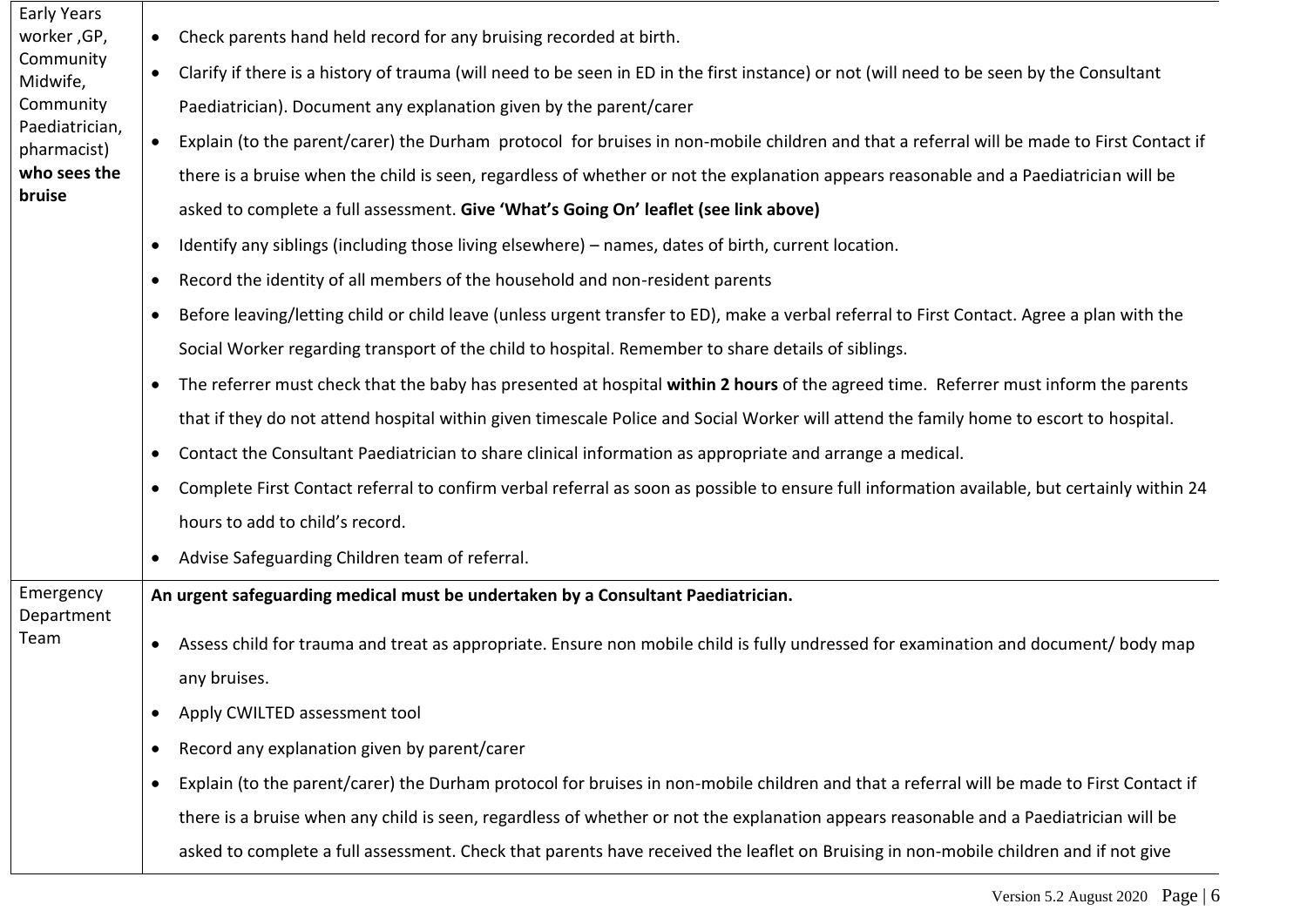| Early Years worker ,GP, Community Midwife, Community Paediatrician, pharmacist) **who sees the bruise** | <ul><li>Check parents hand held record for any bruising recorded at birth.</li><li>Clarify if there is a history of trauma (will need to be seen in ED in the first instance) or not (will need to be seen by the Consultant Paediatrician). Document any explanation given by the parent/carer</li><li>Explain (to the parent/carer) the Durham protocol for bruises in non-mobile children and that a referral will be made to First Contact if there is a bruise when the child is seen, regardless of whether or not the explanation appears reasonable and a Paediatrician will be asked to complete a full assessment. **Give 'What's Going On' leaflet (see link above)**</li><li>Identify any siblings (including those living elsewhere) – names, dates of birth, current location.</li><li>Record the identity of all members of the household and non-resident parents</li><li>Before leaving/letting child or child leave (unless urgent transfer to ED), make a verbal referral to First Contact. Agree a plan with the Social Worker regarding transport of the child to hospital. Remember to share details of siblings.</li><li>The referrer must check that the baby has presented at hospital **within 2 hours** of the agreed time. Referrer must inform the parents that if they do not attend hospital within given timescale Police and Social Worker will attend the family home to escort to hospital.</li><li>Contact the Consultant Paediatrician to share clinical information as appropriate and arrange a medical.</li><li>Complete First Contact referral to confirm verbal referral as soon as possible to ensure full information available, but certainly within 24 hours to add to child's record.</li><li>Advise Safeguarding Children team of referral.</li></ul> |
|---|---|
| Emergency Department Team | **An urgent safeguarding medical must be undertaken by a Consultant Paediatrician.**<ul><li>Assess child for trauma and treat as appropriate. Ensure non mobile child is fully undressed for examination and document/ body map any bruises.</li><li>Apply CWILTED assessment tool</li><li>Record any explanation given by parent/carer</li><li>Explain (to the parent/carer) the Durham protocol for bruises in non-mobile children and that a referral will be made to First Contact if there is a bruise when any child is seen, regardless of whether or not the explanation appears reasonable and a Paediatrician will be asked to complete a full assessment. Check that parents have received the leaflet on Bruising in non-mobile children and if not give</li></ul> |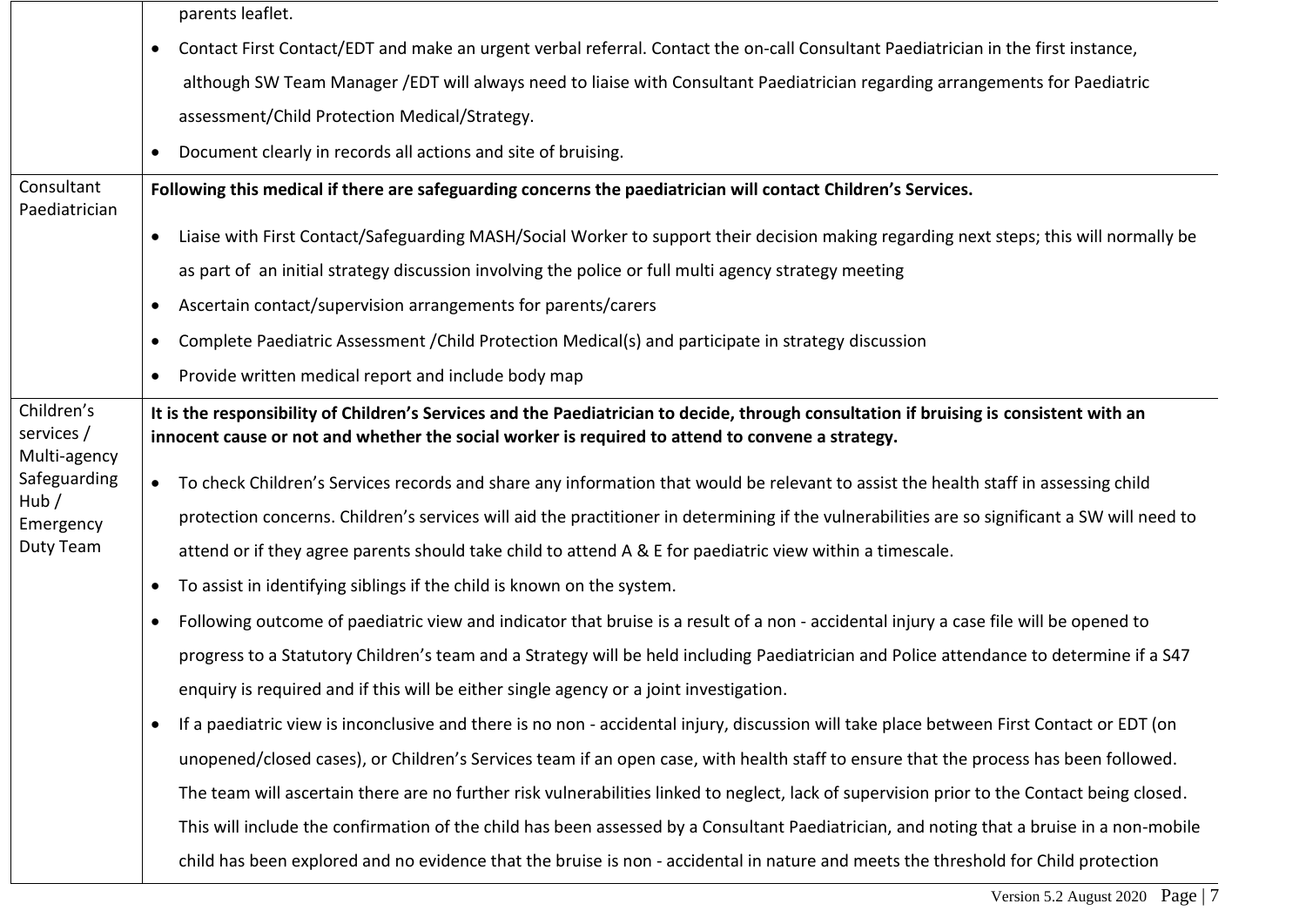| | |
|---|---|
| | parents leaflet.<br>• Contact First Contact/EDT and make an urgent verbal referral. Contact the on-call Consultant Paediatrician in the first instance, although SW Team Manager /EDT will always need to liaise with Consultant Paediatrician regarding arrangements for Paediatric assessment/Child Protection Medical/Strategy.<br>• Document clearly in records all actions and site of bruising. |
| Consultant Paediatrician | **Following this medical if there are safeguarding concerns the paediatrician will contact Children's Services.**<br>• Liaise with First Contact/Safeguarding MASH/Social Worker to support their decision making regarding next steps; this will normally be as part of an initial strategy discussion involving the police or full multi agency strategy meeting<br>• Ascertain contact/supervision arrangements for parents/carers<br>• Complete Paediatric Assessment /Child Protection Medical(s) and participate in strategy discussion<br>• Provide written medical report and include body map |
| Children's services / Multi-agency Safeguarding Hub / Emergency Duty Team | **It is the responsibility of Children's Services and the Paediatrician to decide, through consultation if bruising is consistent with an innocent cause or not and whether the social worker is required to attend to convene a strategy.**<br>• To check Children's Services records and share any information that would be relevant to assist the health staff in assessing child protection concerns. Children's services will aid the practitioner in determining if the vulnerabilities are so significant a SW will need to attend or if they agree parents should take child to attend A & E for paediatric view within a timescale.<br>• To assist in identifying siblings if the child is known on the system.<br>• Following outcome of paediatric view and indicator that bruise is a result of a non - accidental injury a case file will be opened to progress to a Statutory Children's team and a Strategy will be held including Paediatrician and Police attendance to determine if a S47 enquiry is required and if this will be either single agency or a joint investigation.<br>• If a paediatric view is inconclusive and there is no non - accidental injury, discussion will take place between First Contact or EDT (on unopened/closed cases), or Children's Services team if an open case, with health staff to ensure that the process has been followed. The team will ascertain there are no further risk vulnerabilities linked to neglect, lack of supervision prior to the Contact being closed. This will include the confirmation of the child has been assessed by a Consultant Paediatrician, and noting that a bruise in a non-mobile child has been explored and no evidence that the bruise is non - accidental in nature and meets the threshold for Child protection |

Version 5.2 August 2020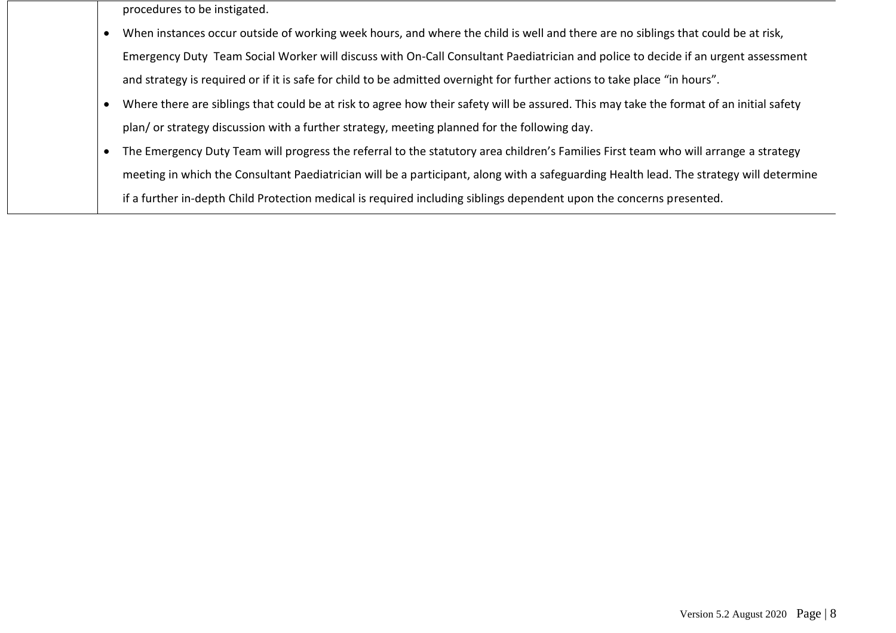| | |
|---|---|
| | procedures to be instigated.<br>• When instances occur outside of working week hours, and where the child is well and there are no siblings that could be at risk, Emergency Duty Team Social Worker will discuss with On-Call Consultant Paediatrician and police to decide if an urgent assessment and strategy is required or if it is safe for child to be admitted overnight for further actions to take place "in hours".<br>• Where there are siblings that could be at risk to agree how their safety will be assured. This may take the format of an initial safety plan/ or strategy discussion with a further strategy, meeting planned for the following day.<br>• The Emergency Duty Team will progress the referral to the statutory area children's Families First team who will arrange a strategy meeting in which the Consultant Paediatrician will be a participant, along with a safeguarding Health lead. The strategy will determine if a further in-depth Child Protection medical is required including siblings dependent upon the concerns presented. |

Version 5.2 August 2020